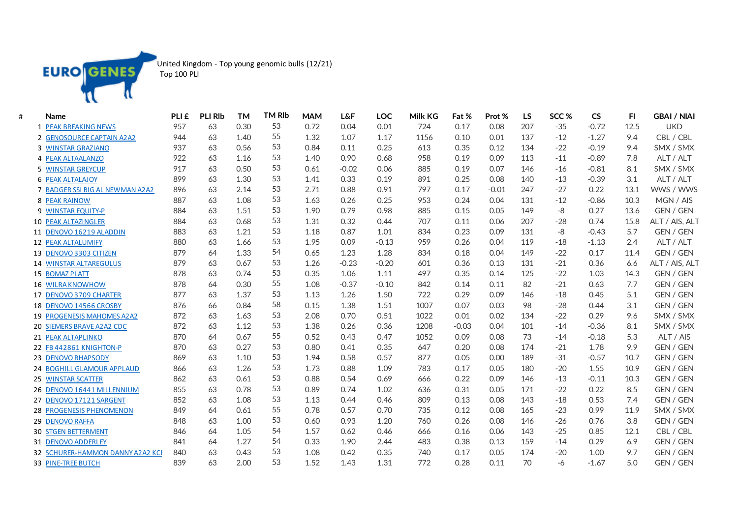EUROGENES

United Kingdom - Top young genomic bulls (12/21)
Top 100 PLI

| # | Name | PLI £ | PLI Rlb | TM | TM Rlb | MAM | L&F | LOC | Milk KG | Fat % | Prot % | LS | SCC % | CS | FI | GBAI / NIAI |
|---|---|---|---|---|---|---|---|---|---|---|---|---|---|---|---|---|
| 1 | PEAK BREAKING NEWS | 957 | 63 | 0.30 | 53 | 0.72 | 0.04 | 0.01 | 724 | 0.17 | 0.08 | 207 | -35 | -0.72 | 12.5 | UKD |
| 2 | GENOSOURCE CAPTAIN A2A2 | 944 | 63 | 1.40 | 55 | 1.32 | 1.07 | 1.17 | 1156 | 0.10 | 0.01 | 137 | -12 | -1.27 | 9.4 | CBL / CBL |
| 3 | WINSTAR GRAZIANO | 937 | 63 | 0.56 | 53 | 0.84 | 0.11 | 0.25 | 613 | 0.35 | 0.12 | 134 | -22 | -0.19 | 9.4 | SMX / SMX |
| 4 | PEAK ALTAALANZO | 922 | 63 | 1.16 | 53 | 1.40 | 0.90 | 0.68 | 958 | 0.19 | 0.09 | 113 | -11 | -0.89 | 7.8 | ALT / ALT |
| 5 | WINSTAR GREYCUP | 917 | 63 | 0.50 | 53 | 0.61 | -0.02 | 0.06 | 885 | 0.19 | 0.07 | 146 | -16 | -0.81 | 8.1 | SMX / SMX |
| 6 | PEAK ALTALAJOY | 899 | 63 | 1.30 | 53 | 1.41 | 0.33 | 0.19 | 891 | 0.25 | 0.08 | 140 | -13 | -0.39 | 3.1 | ALT / ALT |
| 7 | BADGER SSI BIG AL NEWMAN A2A2 | 896 | 63 | 2.14 | 53 | 2.71 | 0.88 | 0.91 | 797 | 0.17 | -0.01 | 247 | -27 | 0.22 | 13.1 | WWS / WWS |
| 8 | PEAK RAINOW | 887 | 63 | 1.08 | 53 | 1.63 | 0.26 | 0.25 | 953 | 0.24 | 0.04 | 131 | -12 | -0.86 | 10.3 | MGN / AIS |
| 9 | WINSTAR EQUITY-P | 884 | 63 | 1.51 | 53 | 1.90 | 0.79 | 0.98 | 885 | 0.15 | 0.05 | 149 | -8 | 0.27 | 13.6 | GEN / GEN |
| 10 | PEAK ALTAZINGLER | 884 | 63 | 0.68 | 53 | 1.31 | 0.32 | 0.44 | 707 | 0.11 | 0.06 | 207 | -28 | 0.74 | 15.8 | ALT / AIS, ALT |
| 11 | DENOVO 16219 ALADDIN | 883 | 63 | 1.21 | 53 | 1.18 | 0.87 | 1.01 | 834 | 0.23 | 0.09 | 131 | -8 | -0.43 | 5.7 | GEN / GEN |
| 12 | PEAK ALTALUMIFY | 880 | 63 | 1.66 | 53 | 1.95 | 0.09 | -0.13 | 959 | 0.26 | 0.04 | 119 | -18 | -1.13 | 2.4 | ALT / ALT |
| 13 | DENOVO 3303 CITIZEN | 879 | 64 | 1.33 | 54 | 0.65 | 1.23 | 1.28 | 834 | 0.18 | 0.04 | 149 | -22 | 0.17 | 11.4 | GEN / GEN |
| 14 | WINSTAR ALTAREGULUS | 879 | 63 | 0.67 | 53 | 1.26 | -0.23 | -0.20 | 601 | 0.36 | 0.13 | 131 | -21 | 0.36 | 6.6 | ALT / AIS, ALT |
| 15 | BOMAZ PLATT | 878 | 63 | 0.74 | 53 | 0.35 | 1.06 | 1.11 | 497 | 0.35 | 0.14 | 125 | -22 | 1.03 | 14.3 | GEN / GEN |
| 16 | WILRA KNOWHOW | 878 | 64 | 0.30 | 55 | 1.08 | -0.37 | -0.10 | 842 | 0.14 | 0.11 | 82 | -21 | 0.63 | 7.7 | GEN / GEN |
| 17 | DENOVO 3709 CHARTER | 877 | 63 | 1.37 | 53 | 1.13 | 1.26 | 1.50 | 722 | 0.29 | 0.09 | 146 | -18 | 0.45 | 5.1 | GEN / GEN |
| 18 | DENOVO 14566 CROSBY | 876 | 66 | 0.84 | 58 | 0.15 | 1.38 | 1.51 | 1007 | 0.07 | 0.03 | 98 | -28 | 0.44 | 3.1 | GEN / GEN |
| 19 | PROGENESIS MAHOMES A2A2 | 872 | 63 | 1.63 | 53 | 2.08 | 0.70 | 0.51 | 1022 | 0.01 | 0.02 | 134 | -22 | 0.29 | 9.6 | SMX / SMX |
| 20 | SIEMERS BRAVE A2A2 CDC | 872 | 63 | 1.12 | 53 | 1.38 | 0.26 | 0.36 | 1208 | -0.03 | 0.04 | 101 | -14 | -0.36 | 8.1 | SMX / SMX |
| 21 | PEAK ALTAPLINKO | 870 | 64 | 0.67 | 55 | 0.52 | 0.43 | 0.47 | 1052 | 0.09 | 0.08 | 73 | -14 | -0.18 | 5.3 | ALT / AIS |
| 22 | FB 442861 KNIGHTON-P | 870 | 63 | 0.27 | 53 | 0.80 | 0.41 | 0.35 | 647 | 0.20 | 0.08 | 174 | -21 | 1.78 | 9.9 | GEN / GEN |
| 23 | DENOVO RHAPSODY | 869 | 63 | 1.10 | 53 | 1.94 | 0.58 | 0.57 | 877 | 0.05 | 0.00 | 189 | -31 | -0.57 | 10.7 | GEN / GEN |
| 24 | BOGHILL GLAMOUR APPLAUD | 866 | 63 | 1.26 | 53 | 1.73 | 0.88 | 1.09 | 783 | 0.17 | 0.05 | 180 | -20 | 1.55 | 10.9 | GEN / GEN |
| 25 | WINSTAR SCATTER | 862 | 63 | 0.61 | 53 | 0.88 | 0.54 | 0.69 | 666 | 0.22 | 0.09 | 146 | -13 | -0.11 | 10.3 | GEN / GEN |
| 26 | DENOVO 16441 MILLENNIUM | 855 | 63 | 0.78 | 53 | 0.89 | 0.74 | 1.02 | 636 | 0.31 | 0.05 | 171 | -22 | 0.22 | 8.5 | GEN / GEN |
| 27 | DENOVO 17121 SARGENT | 852 | 63 | 1.08 | 53 | 1.13 | 0.44 | 0.46 | 809 | 0.13 | 0.08 | 143 | -18 | 0.53 | 7.4 | GEN / GEN |
| 28 | PROGENESIS PHENOMENON | 849 | 64 | 0.61 | 55 | 0.78 | 0.57 | 0.70 | 735 | 0.12 | 0.08 | 165 | -23 | 0.99 | 11.9 | SMX / SMX |
| 29 | DENOVO RAFFA | 848 | 63 | 1.00 | 53 | 0.60 | 0.93 | 1.20 | 760 | 0.26 | 0.08 | 146 | -26 | 0.76 | 3.8 | GEN / GEN |
| 30 | STGEN BETTERMENT | 846 | 64 | 1.05 | 54 | 1.57 | 0.62 | 0.46 | 666 | 0.16 | 0.06 | 143 | -25 | 0.85 | 12.1 | CBL / CBL |
| 31 | DENOVO ADDERLEY | 841 | 64 | 1.27 | 54 | 0.33 | 1.90 | 2.44 | 483 | 0.38 | 0.13 | 159 | -14 | 0.29 | 6.9 | GEN / GEN |
| 32 | SCHURER-HAMMON DANNY A2A2 KCI | 840 | 63 | 0.43 | 53 | 1.08 | 0.42 | 0.35 | 740 | 0.17 | 0.05 | 174 | -20 | 1.00 | 9.7 | GEN / GEN |
| 33 | PINE-TREE BUTCH | 839 | 63 | 2.00 | 53 | 1.52 | 1.43 | 1.31 | 772 | 0.28 | 0.11 | 70 | -6 | -1.67 | 5.0 | GEN / GEN |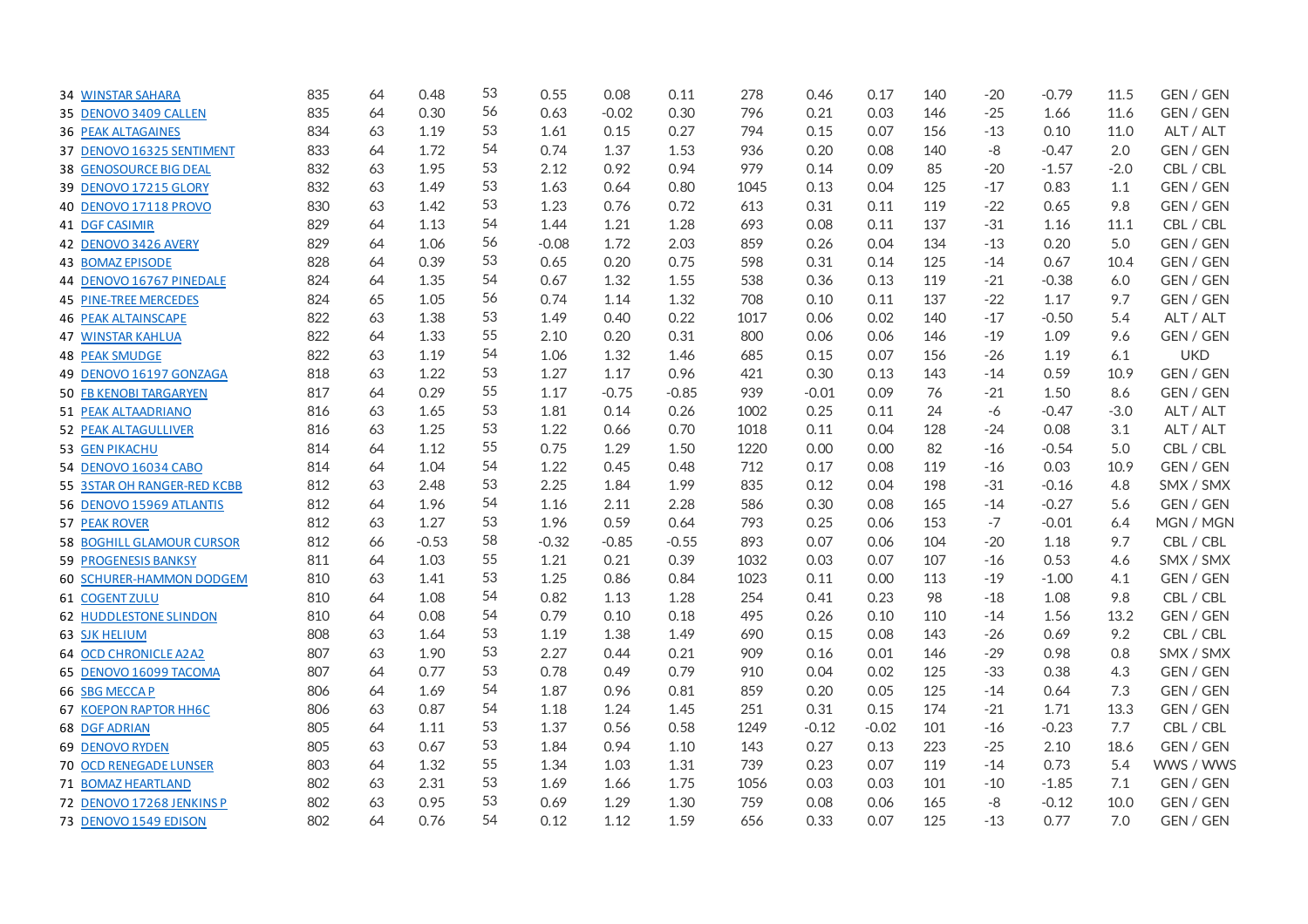| | | | | | | | | | | | | | | | | |
|---|---|---|---|---|---|---|---|---|---|---|---|---|---|---|---|---|
| 34 | WINSTAR SAHARA | 835 | 64 | 0.48 | 53 | 0.55 | 0.08 | 0.11 | 278 | 0.46 | 0.17 | 140 | -20 | -0.79 | 11.5 | GEN / GEN |
| 35 | DENOVO 3409 CALLEN | 835 | 64 | 0.30 | 56 | 0.63 | -0.02 | 0.30 | 796 | 0.21 | 0.03 | 146 | -25 | 1.66 | 11.6 | GEN / GEN |
| 36 | PEAK ALTAGAINES | 834 | 63 | 1.19 | 53 | 1.61 | 0.15 | 0.27 | 794 | 0.15 | 0.07 | 156 | -13 | 0.10 | 11.0 | ALT / ALT |
| 37 | DENOVO 16325 SENTIMENT | 833 | 64 | 1.72 | 54 | 0.74 | 1.37 | 1.53 | 936 | 0.20 | 0.08 | 140 | -8 | -0.47 | 2.0 | GEN / GEN |
| 38 | GENOSOURCE BIG DEAL | 832 | 63 | 1.95 | 53 | 2.12 | 0.92 | 0.94 | 979 | 0.14 | 0.09 | 85 | -20 | -1.57 | -2.0 | CBL / CBL |
| 39 | DENOVO 17215 GLORY | 832 | 63 | 1.49 | 53 | 1.63 | 0.64 | 0.80 | 1045 | 0.13 | 0.04 | 125 | -17 | 0.83 | 1.1 | GEN / GEN |
| 40 | DENOVO 17118 PROVO | 830 | 63 | 1.42 | 53 | 1.23 | 0.76 | 0.72 | 613 | 0.31 | 0.11 | 119 | -22 | 0.65 | 9.8 | GEN / GEN |
| 41 | DGF CASIMIR | 829 | 64 | 1.13 | 54 | 1.44 | 1.21 | 1.28 | 693 | 0.08 | 0.11 | 137 | -31 | 1.16 | 11.1 | CBL / CBL |
| 42 | DENOVO 3426 AVERY | 829 | 64 | 1.06 | 56 | -0.08 | 1.72 | 2.03 | 859 | 0.26 | 0.04 | 134 | -13 | 0.20 | 5.0 | GEN / GEN |
| 43 | BOMAZ EPISODE | 828 | 64 | 0.39 | 53 | 0.65 | 0.20 | 0.75 | 598 | 0.31 | 0.14 | 125 | -14 | 0.67 | 10.4 | GEN / GEN |
| 44 | DENOVO 16767 PINEDALE | 824 | 64 | 1.35 | 54 | 0.67 | 1.32 | 1.55 | 538 | 0.36 | 0.13 | 119 | -21 | -0.38 | 6.0 | GEN / GEN |
| 45 | PINE-TREE MERCEDES | 824 | 65 | 1.05 | 56 | 0.74 | 1.14 | 1.32 | 708 | 0.10 | 0.11 | 137 | -22 | 1.17 | 9.7 | GEN / GEN |
| 46 | PEAK ALTAINSCAPE | 822 | 63 | 1.38 | 53 | 1.49 | 0.40 | 0.22 | 1017 | 0.06 | 0.02 | 140 | -17 | -0.50 | 5.4 | ALT / ALT |
| 47 | WINSTAR KAHLUA | 822 | 64 | 1.33 | 55 | 2.10 | 0.20 | 0.31 | 800 | 0.06 | 0.06 | 146 | -19 | 1.09 | 9.6 | GEN / GEN |
| 48 | PEAK SMUDGE | 822 | 63 | 1.19 | 54 | 1.06 | 1.32 | 1.46 | 685 | 0.15 | 0.07 | 156 | -26 | 1.19 | 6.1 | UKD |
| 49 | DENOVO 16197 GONZAGA | 818 | 63 | 1.22 | 53 | 1.27 | 1.17 | 0.96 | 421 | 0.30 | 0.13 | 143 | -14 | 0.59 | 10.9 | GEN / GEN |
| 50 | FB KENOBI TARGARYEN | 817 | 64 | 0.29 | 55 | 1.17 | -0.75 | -0.85 | 939 | -0.01 | 0.09 | 76 | -21 | 1.50 | 8.6 | GEN / GEN |
| 51 | PEAK ALTAADRIANO | 816 | 63 | 1.65 | 53 | 1.81 | 0.14 | 0.26 | 1002 | 0.25 | 0.11 | 24 | -6 | -0.47 | -3.0 | ALT / ALT |
| 52 | PEAK ALTAGULLIVER | 816 | 63 | 1.25 | 53 | 1.22 | 0.66 | 0.70 | 1018 | 0.11 | 0.04 | 128 | -24 | 0.08 | 3.1 | ALT / ALT |
| 53 | GEN PIKACHU | 814 | 64 | 1.12 | 55 | 0.75 | 1.29 | 1.50 | 1220 | 0.00 | 0.00 | 82 | -16 | -0.54 | 5.0 | CBL / CBL |
| 54 | DENOVO 16034 CABO | 814 | 64 | 1.04 | 54 | 1.22 | 0.45 | 0.48 | 712 | 0.17 | 0.08 | 119 | -16 | 0.03 | 10.9 | GEN / GEN |
| 55 | 3STAR OH RANGER-RED KCBB | 812 | 63 | 2.48 | 53 | 2.25 | 1.84 | 1.99 | 835 | 0.12 | 0.04 | 198 | -31 | -0.16 | 4.8 | SMX / SMX |
| 56 | DENOVO 15969 ATLANTIS | 812 | 64 | 1.96 | 54 | 1.16 | 2.11 | 2.28 | 586 | 0.30 | 0.08 | 165 | -14 | -0.27 | 5.6 | GEN / GEN |
| 57 | PEAK ROVER | 812 | 63 | 1.27 | 53 | 1.96 | 0.59 | 0.64 | 793 | 0.25 | 0.06 | 153 | -7 | -0.01 | 6.4 | MGN / MGN |
| 58 | BOGHILL GLAMOUR CURSOR | 812 | 66 | -0.53 | 58 | -0.32 | -0.85 | -0.55 | 893 | 0.07 | 0.06 | 104 | -20 | 1.18 | 9.7 | CBL / CBL |
| 59 | PROGENESIS BANKSY | 811 | 64 | 1.03 | 55 | 1.21 | 0.21 | 0.39 | 1032 | 0.03 | 0.07 | 107 | -16 | 0.53 | 4.6 | SMX / SMX |
| 60 | SCHURER-HAMMON DODGEM | 810 | 63 | 1.41 | 53 | 1.25 | 0.86 | 0.84 | 1023 | 0.11 | 0.00 | 113 | -19 | -1.00 | 4.1 | GEN / GEN |
| 61 | COGENT ZULU | 810 | 64 | 1.08 | 54 | 0.82 | 1.13 | 1.28 | 254 | 0.41 | 0.23 | 98 | -18 | 1.08 | 9.8 | CBL / CBL |
| 62 | HUDDLESTONE SLINDON | 810 | 64 | 0.08 | 54 | 0.79 | 0.10 | 0.18 | 495 | 0.26 | 0.10 | 110 | -14 | 1.56 | 13.2 | GEN / GEN |
| 63 | SJK HELIUM | 808 | 63 | 1.64 | 53 | 1.19 | 1.38 | 1.49 | 690 | 0.15 | 0.08 | 143 | -26 | 0.69 | 9.2 | CBL / CBL |
| 64 | OCD CHRONICLE A2A2 | 807 | 63 | 1.90 | 53 | 2.27 | 0.44 | 0.21 | 909 | 0.16 | 0.01 | 146 | -29 | 0.98 | 0.8 | SMX / SMX |
| 65 | DENOVO 16099 TACOMA | 807 | 64 | 0.77 | 53 | 0.78 | 0.49 | 0.79 | 910 | 0.04 | 0.02 | 125 | -33 | 0.38 | 4.3 | GEN / GEN |
| 66 | SBG MECCA P | 806 | 64 | 1.69 | 54 | 1.87 | 0.96 | 0.81 | 859 | 0.20 | 0.05 | 125 | -14 | 0.64 | 7.3 | GEN / GEN |
| 67 | KOEPON RAPTOR HH6C | 806 | 63 | 0.87 | 54 | 1.18 | 1.24 | 1.45 | 251 | 0.31 | 0.15 | 174 | -21 | 1.71 | 13.3 | GEN / GEN |
| 68 | DGF ADRIAN | 805 | 64 | 1.11 | 53 | 1.37 | 0.56 | 0.58 | 1249 | -0.12 | -0.02 | 101 | -16 | -0.23 | 7.7 | CBL / CBL |
| 69 | DENOVO RYDEN | 805 | 63 | 0.67 | 53 | 1.84 | 0.94 | 1.10 | 143 | 0.27 | 0.13 | 223 | -25 | 2.10 | 18.6 | GEN / GEN |
| 70 | OCD RENEGADE LUNSER | 803 | 64 | 1.32 | 55 | 1.34 | 1.03 | 1.31 | 739 | 0.23 | 0.07 | 119 | -14 | 0.73 | 5.4 | WWS / WWS |
| 71 | BOMAZ HEARTLAND | 802 | 63 | 2.31 | 53 | 1.69 | 1.66 | 1.75 | 1056 | 0.03 | 0.03 | 101 | -10 | -1.85 | 7.1 | GEN / GEN |
| 72 | DENOVO 17268 JENKINS P | 802 | 63 | 0.95 | 53 | 0.69 | 1.29 | 1.30 | 759 | 0.08 | 0.06 | 165 | -8 | -0.12 | 10.0 | GEN / GEN |
| 73 | DENOVO 1549 EDISON | 802 | 64 | 0.76 | 54 | 0.12 | 1.12 | 1.59 | 656 | 0.33 | 0.07 | 125 | -13 | 0.77 | 7.0 | GEN / GEN |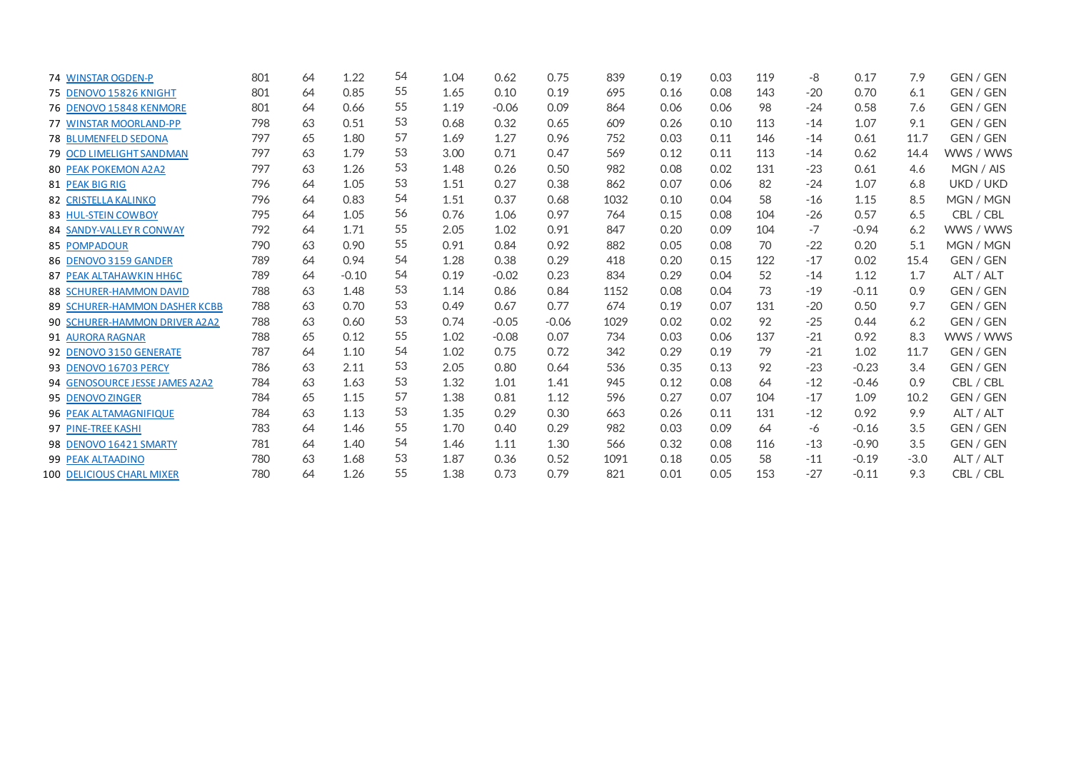| | | | | | | | | | | | | | | | | |
|---|---|---|---|---|---|---|---|---|---|---|---|---|---|---|---|---|
| 74 | WINSTAR OGDEN-P | 801 | 64 | 1.22 | 54 | 1.04 | 0.62 | 0.75 | 839 | 0.19 | 0.03 | 119 | -8 | 0.17 | 7.9 | GEN / GEN |
| 75 | DENOVO 15826 KNIGHT | 801 | 64 | 0.85 | 55 | 1.65 | 0.10 | 0.19 | 695 | 0.16 | 0.08 | 143 | -20 | 0.70 | 6.1 | GEN / GEN |
| 76 | DENOVO 15848 KENMORE | 801 | 64 | 0.66 | 55 | 1.19 | -0.06 | 0.09 | 864 | 0.06 | 0.06 | 98 | -24 | 0.58 | 7.6 | GEN / GEN |
| 77 | WINSTAR MOORLAND-PP | 798 | 63 | 0.51 | 53 | 0.68 | 0.32 | 0.65 | 609 | 0.26 | 0.10 | 113 | -14 | 1.07 | 9.1 | GEN / GEN |
| 78 | BLUMENFELD SEDONA | 797 | 65 | 1.80 | 57 | 1.69 | 1.27 | 0.96 | 752 | 0.03 | 0.11 | 146 | -14 | 0.61 | 11.7 | GEN / GEN |
| 79 | OCD LIMELIGHT SANDMAN | 797 | 63 | 1.79 | 53 | 3.00 | 0.71 | 0.47 | 569 | 0.12 | 0.11 | 113 | -14 | 0.62 | 14.4 | WWS / WWS |
| 80 | PEAK POKEMON A2A2 | 797 | 63 | 1.26 | 53 | 1.48 | 0.26 | 0.50 | 982 | 0.08 | 0.02 | 131 | -23 | 0.61 | 4.6 | MGN / AIS |
| 81 | PEAK BIG RIG | 796 | 64 | 1.05 | 53 | 1.51 | 0.27 | 0.38 | 862 | 0.07 | 0.06 | 82 | -24 | 1.07 | 6.8 | UKD / UKD |
| 82 | CRISTELLA KALINKO | 796 | 64 | 0.83 | 54 | 1.51 | 0.37 | 0.68 | 1032 | 0.10 | 0.04 | 58 | -16 | 1.15 | 8.5 | MGN / MGN |
| 83 | HUL-STEIN COWBOY | 795 | 64 | 1.05 | 56 | 0.76 | 1.06 | 0.97 | 764 | 0.15 | 0.08 | 104 | -26 | 0.57 | 6.5 | CBL / CBL |
| 84 | SANDY-VALLEY R CONWAY | 792 | 64 | 1.71 | 55 | 2.05 | 1.02 | 0.91 | 847 | 0.20 | 0.09 | 104 | -7 | -0.94 | 6.2 | WWS / WWS |
| 85 | POMPADOUR | 790 | 63 | 0.90 | 55 | 0.91 | 0.84 | 0.92 | 882 | 0.05 | 0.08 | 70 | -22 | 0.20 | 5.1 | MGN / MGN |
| 86 | DENOVO 3159 GANDER | 789 | 64 | 0.94 | 54 | 1.28 | 0.38 | 0.29 | 418 | 0.20 | 0.15 | 122 | -17 | 0.02 | 15.4 | GEN / GEN |
| 87 | PEAK ALTAHAWKIN HH6C | 789 | 64 | -0.10 | 54 | 0.19 | -0.02 | 0.23 | 834 | 0.29 | 0.04 | 52 | -14 | 1.12 | 1.7 | ALT / ALT |
| 88 | SCHURER-HAMMON DAVID | 788 | 63 | 1.48 | 53 | 1.14 | 0.86 | 0.84 | 1152 | 0.08 | 0.04 | 73 | -19 | -0.11 | 0.9 | GEN / GEN |
| 89 | SCHURER-HAMMON DASHER KCBB | 788 | 63 | 0.70 | 53 | 0.49 | 0.67 | 0.77 | 674 | 0.19 | 0.07 | 131 | -20 | 0.50 | 9.7 | GEN / GEN |
| 90 | SCHURER-HAMMON DRIVER A2A2 | 788 | 63 | 0.60 | 53 | 0.74 | -0.05 | -0.06 | 1029 | 0.02 | 0.02 | 92 | -25 | 0.44 | 6.2 | GEN / GEN |
| 91 | AURORA RAGNAR | 788 | 65 | 0.12 | 55 | 1.02 | -0.08 | 0.07 | 734 | 0.03 | 0.06 | 137 | -21 | 0.92 | 8.3 | WWS / WWS |
| 92 | DENOVO 3150 GENERATE | 787 | 64 | 1.10 | 54 | 1.02 | 0.75 | 0.72 | 342 | 0.29 | 0.19 | 79 | -21 | 1.02 | 11.7 | GEN / GEN |
| 93 | DENOVO 16703 PERCY | 786 | 63 | 2.11 | 53 | 2.05 | 0.80 | 0.64 | 536 | 0.35 | 0.13 | 92 | -23 | -0.23 | 3.4 | GEN / GEN |
| 94 | GENOSOURCE JESSE JAMES A2A2 | 784 | 63 | 1.63 | 53 | 1.32 | 1.01 | 1.41 | 945 | 0.12 | 0.08 | 64 | -12 | -0.46 | 0.9 | CBL / CBL |
| 95 | DENOVO ZINGER | 784 | 65 | 1.15 | 57 | 1.38 | 0.81 | 1.12 | 596 | 0.27 | 0.07 | 104 | -17 | 1.09 | 10.2 | GEN / GEN |
| 96 | PEAK ALTAMAGNIFIQUE | 784 | 63 | 1.13 | 53 | 1.35 | 0.29 | 0.30 | 663 | 0.26 | 0.11 | 131 | -12 | 0.92 | 9.9 | ALT / ALT |
| 97 | PINE-TREE KASHI | 783 | 64 | 1.46 | 55 | 1.70 | 0.40 | 0.29 | 982 | 0.03 | 0.09 | 64 | -6 | -0.16 | 3.5 | GEN / GEN |
| 98 | DENOVO 16421 SMARTY | 781 | 64 | 1.40 | 54 | 1.46 | 1.11 | 1.30 | 566 | 0.32 | 0.08 | 116 | -13 | -0.90 | 3.5 | GEN / GEN |
| 99 | PEAK ALTAADINO | 780 | 63 | 1.68 | 53 | 1.87 | 0.36 | 0.52 | 1091 | 0.18 | 0.05 | 58 | -11 | -0.19 | -3.0 | ALT / ALT |
| 100 | DELICIOUS CHARL MIXER | 780 | 64 | 1.26 | 55 | 1.38 | 0.73 | 0.79 | 821 | 0.01 | 0.05 | 153 | -27 | -0.11 | 9.3 | CBL / CBL |